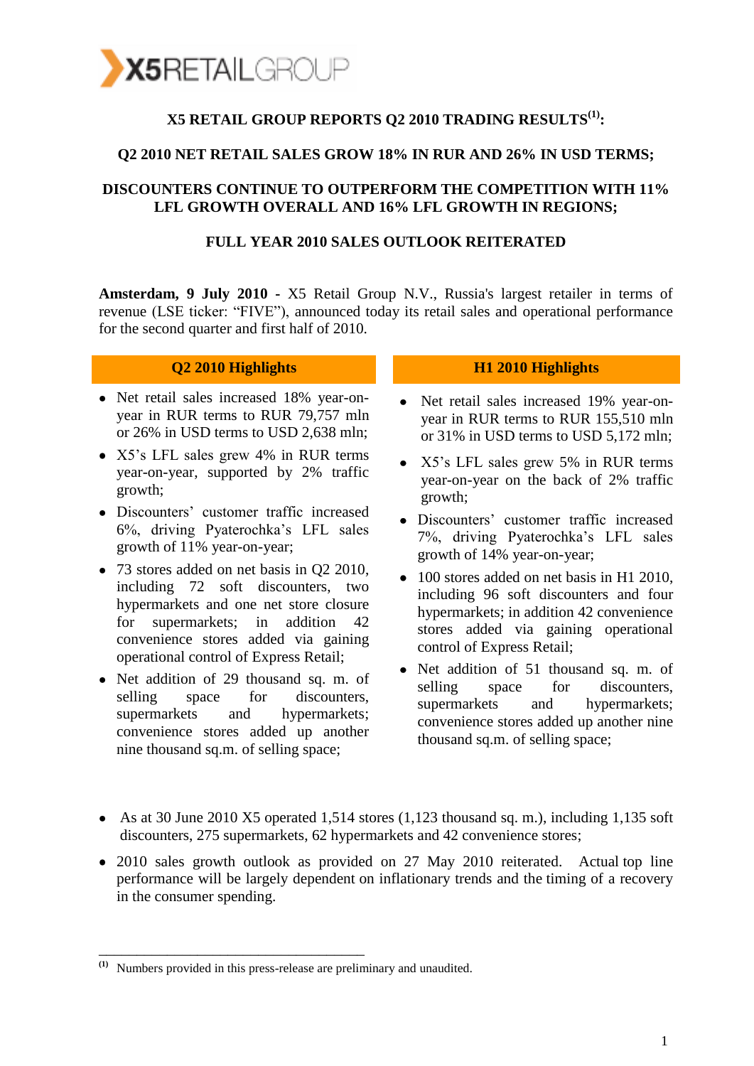X5 RETAIL GROUP

# X5 RETAIL GROUP REPORTS Q2 2010 TRADING RESULTS[1]:

## Q2 2010 NET RETAIL SALES GROW 18% IN RUR AND 26% IN USD TERMS;

## DISCOUNTERS CONTINUE TO OUTPERFORM THE COMPETITION WITH 11% LFL GROWTH OVERALL AND 16% LFL GROWTH IN REGIONS;

## FULL YEAR 2010 SALES OUTLOOK REITERATED

**Amsterdam, 9 July 2010** - X5 Retail Group N.V., Russia's largest retailer in terms of revenue (LSE ticker: "FIVE"), announced today its retail sales and operational performance for the second quarter and first half of 2010.

### Q2 2010 Highlights

- Net retail sales increased 18% year-on-year in RUR terms to RUR 79,757 mln or 26% in USD terms to USD 2,638 mln;
- X5's LFL sales grew 4% in RUR terms year-on-year, supported by 2% traffic growth;
- Discounters' customer traffic increased 6%, driving Pyaterochka's LFL sales growth of 11% year-on-year;
- 73 stores added on net basis in Q2 2010, including 72 soft discounters, two hypermarkets and one net store closure for supermarkets; in addition 42 convenience stores added via gaining operational control of Express Retail;
- Net addition of 29 thousand sq. m. of selling space for discounters, supermarkets and hypermarkets; convenience stores added up another nine thousand sq.m. of selling space;

### H1 2010 Highlights

- Net retail sales increased 19% year-on-year in RUR terms to RUR 155,510 mln or 31% in USD terms to USD 5,172 mln;
- X5's LFL sales grew 5% in RUR terms year-on-year on the back of 2% traffic growth;
- Discounters' customer traffic increased 7%, driving Pyaterochka's LFL sales growth of 14% year-on-year;
- 100 stores added on net basis in H1 2010, including 96 soft discounters and four hypermarkets; in addition 42 convenience stores added via gaining operational control of Express Retail;
- Net addition of 51 thousand sq. m. of selling space for discounters, supermarkets and hypermarkets; convenience stores added up another nine thousand sq.m. of selling space;

---

- As at 30 June 2010 X5 operated 1,514 stores (1,123 thousand sq. m.), including 1,135 soft discounters, 275 supermarkets, 62 hypermarkets and 42 convenience stores;
- 2010 sales growth outlook as provided on 27 May 2010 reiterated. Actual top line performance will be largely dependent on inflationary trends and the timing of a recovery in the consumer spending.

---

[1] Numbers provided in this press-release are preliminary and unaudited.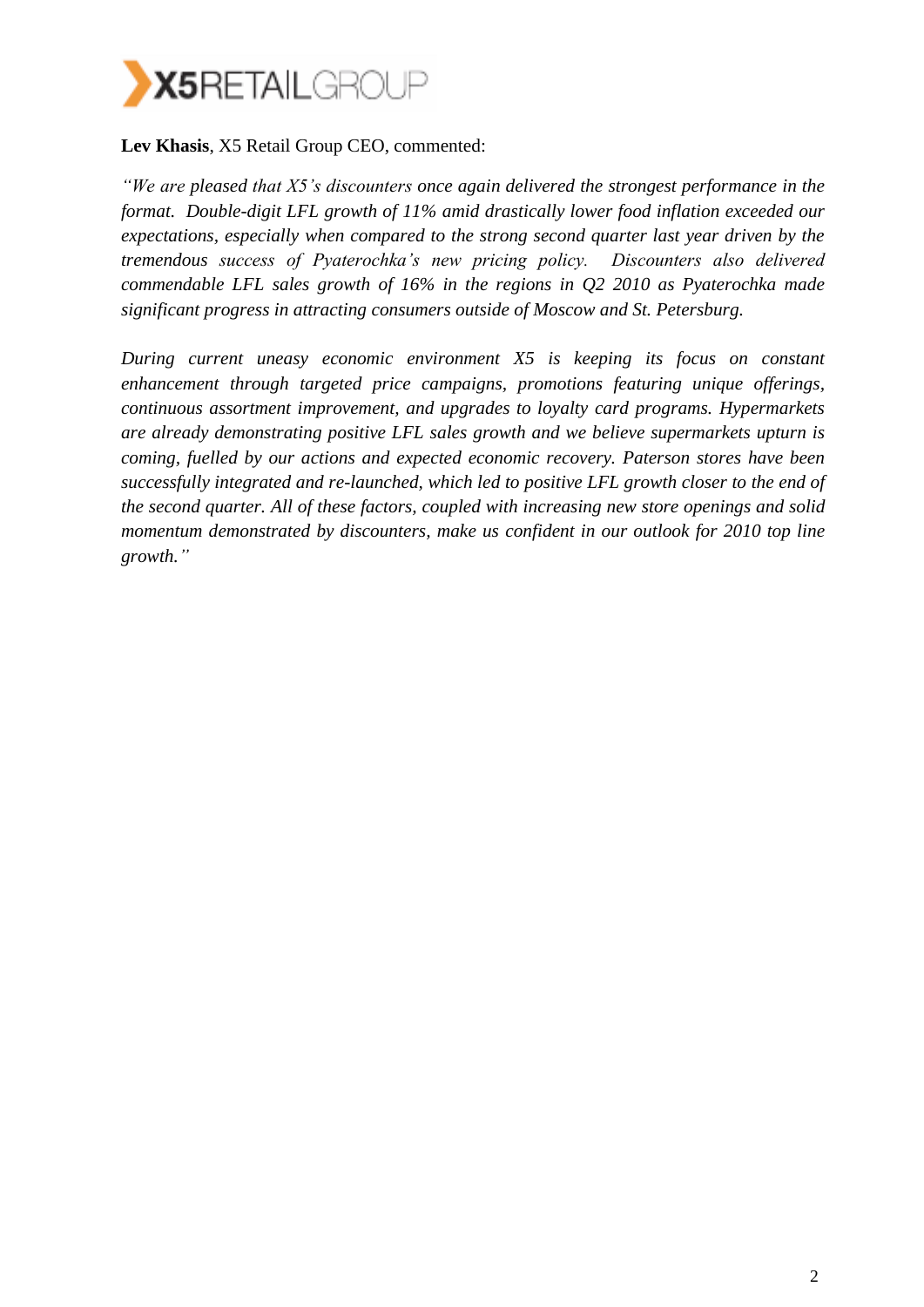**Lev Khasis**, X5 Retail Group CEO, commented:

*"We are pleased that X5's discounters once again delivered the strongest performance in the format. Double-digit LFL growth of 11% amid drastically lower food inflation exceeded our expectations, especially when compared to the strong second quarter last year driven by the tremendous success of Pyaterochka's new pricing policy. Discounters also delivered commendable LFL sales growth of 16% in the regions in Q2 2010 as Pyaterochka made significant progress in attracting consumers outside of Moscow and St. Petersburg.*

*During current uneasy economic environment X5 is keeping its focus on constant enhancement through targeted price campaigns, promotions featuring unique offerings, continuous assortment improvement, and upgrades to loyalty card programs. Hypermarkets are already demonstrating positive LFL sales growth and we believe supermarkets upturn is coming, fuelled by our actions and expected economic recovery. Paterson stores have been successfully integrated and re-launched, which led to positive LFL growth closer to the end of the second quarter. All of these factors, coupled with increasing new store openings and solid momentum demonstrated by discounters, make us confident in our outlook for 2010 top line growth."*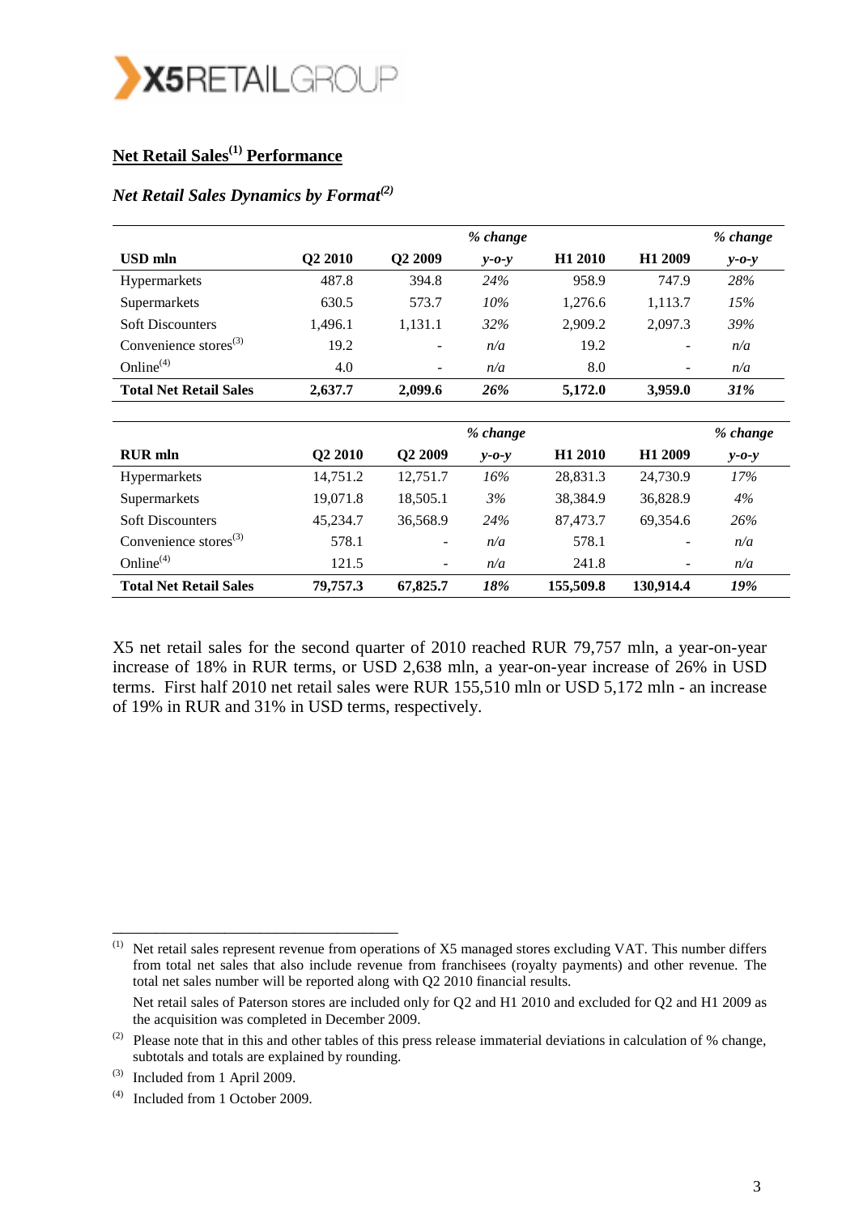## Net Retail Sales[1] Performance

### *Net Retail Sales Dynamics by Format[2]*

| USD mln | Q2 2010 | Q2 2009 | *% change y-o-y* | H1 2010 | H1 2009 | *% change y-o-y* |
|---|---|---|---|---|---|---|
| Hypermarkets | 487.8 | 394.8 | *24%* | 958.9 | 747.9 | *28%* |
| Supermarkets | 630.5 | 573.7 | *10%* | 1,276.6 | 1,113.7 | *15%* |
| Soft Discounters | 1,496.1 | 1,131.1 | *32%* | 2,909.2 | 2,097.3 | *39%* |
| Convenience stores[3] | 19.2 | - | *n/a* | 19.2 | - | *n/a* |
| Online[4] | 4.0 | - | *n/a* | 8.0 | - | *n/a* |
| **Total Net Retail Sales** | **2,637.7** | **2,099.6** | ***26%*** | **5,172.0** | **3,959.0** | ***31%*** |

| RUR mln | Q2 2010 | Q2 2009 | *% change y-o-y* | H1 2010 | H1 2009 | *% change y-o-y* |
|---|---|---|---|---|---|---|
| Hypermarkets | 14,751.2 | 12,751.7 | *16%* | 28,831.3 | 24,730.9 | *17%* |
| Supermarkets | 19,071.8 | 18,505.1 | *3%* | 38,384.9 | 36,828.9 | *4%* |
| Soft Discounters | 45,234.7 | 36,568.9 | *24%* | 87,473.7 | 69,354.6 | *26%* |
| Convenience stores[3] | 578.1 | - | *n/a* | 578.1 | - | *n/a* |
| Online[4] | 121.5 | - | *n/a* | 241.8 | - | *n/a* |
| **Total Net Retail Sales** | **79,757.3** | **67,825.7** | ***18%*** | **155,509.8** | **130,914.4** | ***19%*** |

X5 net retail sales for the second quarter of 2010 reached RUR 79,757 mln, a year-on-year increase of 18% in RUR terms, or USD 2,638 mln, a year-on-year increase of 26% in USD terms. First half 2010 net retail sales were RUR 155,510 mln or USD 5,172 mln - an increase of 19% in RUR and 31% in USD terms, respectively.

---

(1) Net retail sales represent revenue from operations of X5 managed stores excluding VAT. This number differs from total net sales that also include revenue from franchisees (royalty payments) and other revenue. The total net sales number will be reported along with Q2 2010 financial results.

Net retail sales of Paterson stores are included only for Q2 and H1 2010 and excluded for Q2 and H1 2009 as the acquisition was completed in December 2009.

(2) Please note that in this and other tables of this press release immaterial deviations in calculation of % change, subtotals and totals are explained by rounding.

(3) Included from 1 April 2009.

(4) Included from 1 October 2009.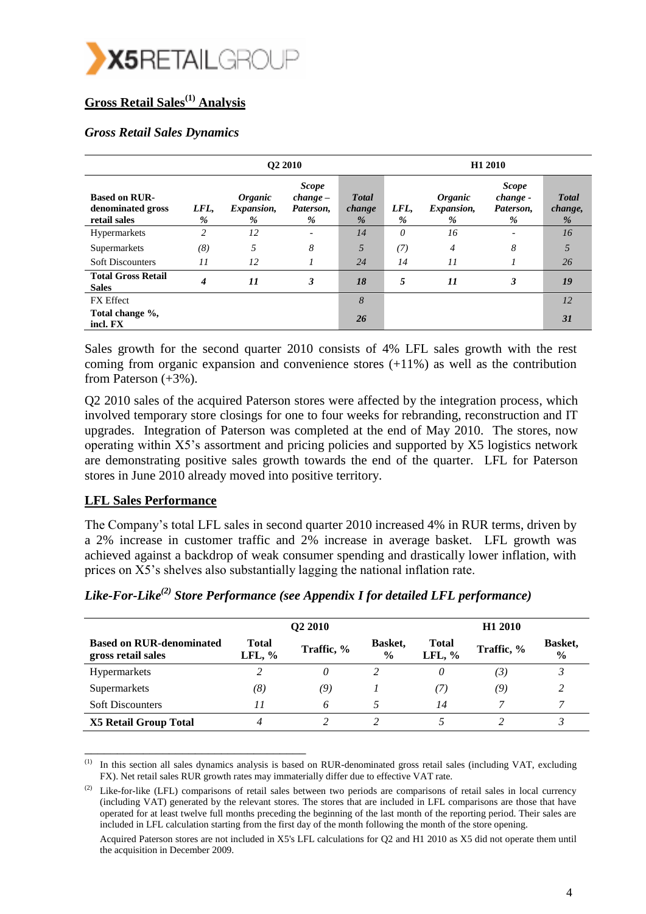## Gross Retail Sales[1] Analysis

### *Gross Retail Sales Dynamics*

| | Q2 2010 | | | | H1 2010 | | | |
|---|---|---|---|---|---|---|---|---|
| **Based on RUR-denominated gross retail sales** | *LFL, %* | *Organic Expansion, %* | *Scope change – Paterson, %* | *Total change %* | *LFL, %* | *Organic Expansion, %* | *Scope change - Paterson, %* | *Total change, %* |
| Hypermarkets | *2* | *12* | - | *14* | *0* | *16* | - | *16* |
| Supermarkets | *(8)* | *5* | *8* | *5* | *(7)* | *4* | *8* | *5* |
| Soft Discounters | *11* | *12* | *1* | *24* | *14* | *11* | *1* | *26* |
| **Total Gross Retail Sales** | ***4*** | ***11*** | ***3*** | ***18*** | ***5*** | ***11*** | ***3*** | ***19*** |
| FX Effect | | | | *8* | | | | *12* |
| **Total change %, incl. FX** | | | | ***26*** | | | | ***31*** |

Sales growth for the second quarter 2010 consists of 4% LFL sales growth with the rest coming from organic expansion and convenience stores (+11%) as well as the contribution from Paterson (+3%).

Q2 2010 sales of the acquired Paterson stores were affected by the integration process, which involved temporary store closings for one to four weeks for rebranding, reconstruction and IT upgrades. Integration of Paterson was completed at the end of May 2010. The stores, now operating within X5's assortment and pricing policies and supported by X5 logistics network are demonstrating positive sales growth towards the end of the quarter. LFL for Paterson stores in June 2010 already moved into positive territory.

## LFL Sales Performance

The Company's total LFL sales in second quarter 2010 increased 4% in RUR terms, driven by a 2% increase in customer traffic and 2% increase in average basket. LFL growth was achieved against a backdrop of weak consumer spending and drastically lower inflation, with prices on X5's shelves also substantially lagging the national inflation rate.

### *Like-For-Like[2] Store Performance (see Appendix I for detailed LFL performance)*

| | Q2 2010 | | | H1 2010 | | |
|---|---|---|---|---|---|---|
| **Based on RUR-denominated gross retail sales** | **Total LFL, %** | **Traffic, %** | **Basket, %** | **Total LFL, %** | **Traffic, %** | **Basket, %** |
| Hypermarkets | *2* | *0* | *2* | *0* | *(3)* | *3* |
| Supermarkets | *(8)* | *(9)* | *1* | *(7)* | *(9)* | *2* |
| Soft Discounters | *11* | *6* | *5* | *14* | *7* | *7* |
| **X5 Retail Group Total** | *4* | *2* | *2* | *5* | *2* | *3* |

---

(1) In this section all sales dynamics analysis is based on RUR-denominated gross retail sales (including VAT, excluding FX). Net retail sales RUR growth rates may immaterially differ due to effective VAT rate.

(2) Like-for-like (LFL) comparisons of retail sales between two periods are comparisons of retail sales in local currency (including VAT) generated by the relevant stores. The stores that are included in LFL comparisons are those that have operated for at least twelve full months preceding the beginning of the last month of the reporting period. Their sales are included in LFL calculation starting from the first day of the month following the month of the store opening.

Acquired Paterson stores are not included in X5's LFL calculations for Q2 and H1 2010 as X5 did not operate them until the acquisition in December 2009.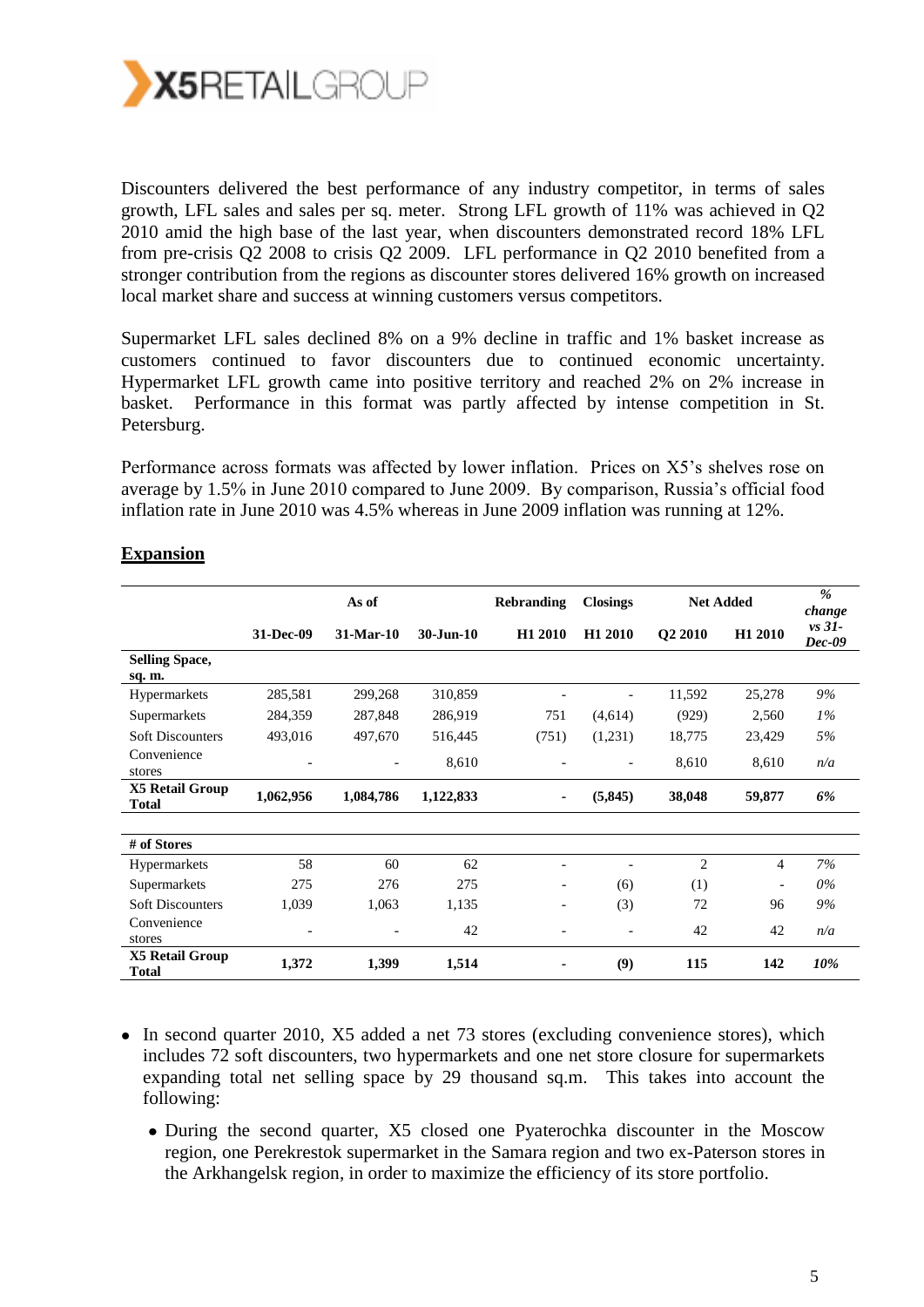Discounters delivered the best performance of any industry competitor, in terms of sales growth, LFL sales and sales per sq. meter. Strong LFL growth of 11% was achieved in Q2 2010 amid the high base of the last year, when discounters demonstrated record 18% LFL from pre-crisis Q2 2008 to crisis Q2 2009. LFL performance in Q2 2010 benefited from a stronger contribution from the regions as discounter stores delivered 16% growth on increased local market share and success at winning customers versus competitors.

Supermarket LFL sales declined 8% on a 9% decline in traffic and 1% basket increase as customers continued to favor discounters due to continued economic uncertainty. Hypermarket LFL growth came into positive territory and reached 2% on 2% increase in basket. Performance in this format was partly affected by intense competition in St. Petersburg.

Performance across formats was affected by lower inflation. Prices on X5's shelves rose on average by 1.5% in June 2010 compared to June 2009. By comparison, Russia's official food inflation rate in June 2010 was 4.5% whereas in June 2009 inflation was running at 12%.

**Expansion**

| | As of | | | Rebranding | Closings | Net Added | | *% change* |
|---|---|---|---|---|---|---|---|---|
| | 31-Dec-09 | 31-Mar-10 | 30-Jun-10 | H1 2010 | H1 2010 | Q2 2010 | H1 2010 | *vs 31-Dec-09* |
| **Selling Space, sq. m.** | | | | | | | | |
| Hypermarkets | 285,581 | 299,268 | 310,859 | - | - | 11,592 | 25,278 | *9%* |
| Supermarkets | 284,359 | 287,848 | 286,919 | 751 | (4,614) | (929) | 2,560 | *1%* |
| Soft Discounters | 493,016 | 497,670 | 516,445 | (751) | (1,231) | 18,775 | 23,429 | *5%* |
| Convenience stores | - | - | 8,610 | - | - | 8,610 | 8,610 | *n/a* |
| **X5 Retail Group Total** | **1,062,956** | **1,084,786** | **1,122,833** | **-** | **(5,845)** | **38,048** | **59,877** | ***6%*** |
| | | | | | | | | |
| **# of Stores** | | | | | | | | |
| Hypermarkets | 58 | 60 | 62 | - | - | 2 | 4 | *7%* |
| Supermarkets | 275 | 276 | 275 | - | (6) | (1) | - | *0%* |
| Soft Discounters | 1,039 | 1,063 | 1,135 | - | (3) | 72 | 96 | *9%* |
| Convenience stores | - | - | 42 | - | - | 42 | 42 | *n/a* |
| **X5 Retail Group Total** | **1,372** | **1,399** | **1,514** | **-** | **(9)** | **115** | **142** | ***10%*** |

- In second quarter 2010, X5 added a net 73 stores (excluding convenience stores), which includes 72 soft discounters, two hypermarkets and one net store closure for supermarkets expanding total net selling space by 29 thousand sq.m. This takes into account the following:
  - During the second quarter, X5 closed one Pyaterochka discounter in the Moscow region, one Perekrestok supermarket in the Samara region and two ex-Paterson stores in the Arkhangelsk region, in order to maximize the efficiency of its store portfolio.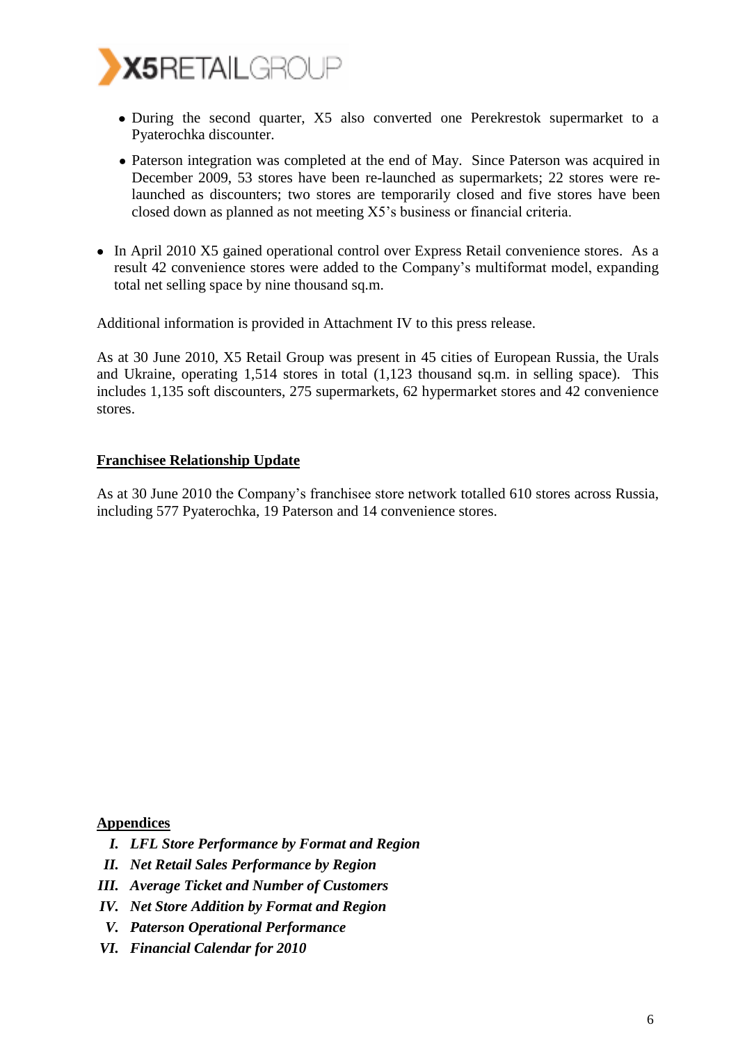- During the second quarter, X5 also converted one Perekrestok supermarket to a Pyaterochka discounter.
- Paterson integration was completed at the end of May. Since Paterson was acquired in December 2009, 53 stores have been re-launched as supermarkets; 22 stores were re-launched as discounters; two stores are temporarily closed and five stores have been closed down as planned as not meeting X5's business or financial criteria.

- In April 2010 X5 gained operational control over Express Retail convenience stores. As a result 42 convenience stores were added to the Company's multiformat model, expanding total net selling space by nine thousand sq.m.

Additional information is provided in Attachment IV to this press release.

As at 30 June 2010, X5 Retail Group was present in 45 cities of European Russia, the Urals and Ukraine, operating 1,514 stores in total (1,123 thousand sq.m. in selling space). This includes 1,135 soft discounters, 275 supermarkets, 62 hypermarket stores and 42 convenience stores.

## Franchisee Relationship Update

As at 30 June 2010 the Company's franchisee store network totalled 610 stores across Russia, including 577 Pyaterochka, 19 Paterson and 14 convenience stores.

## Appendices

I. ***LFL Store Performance by Format and Region***
II. ***Net Retail Sales Performance by Region***
III. ***Average Ticket and Number of Customers***
IV. ***Net Store Addition by Format and Region***
V. ***Paterson Operational Performance***
VI. ***Financial Calendar for 2010***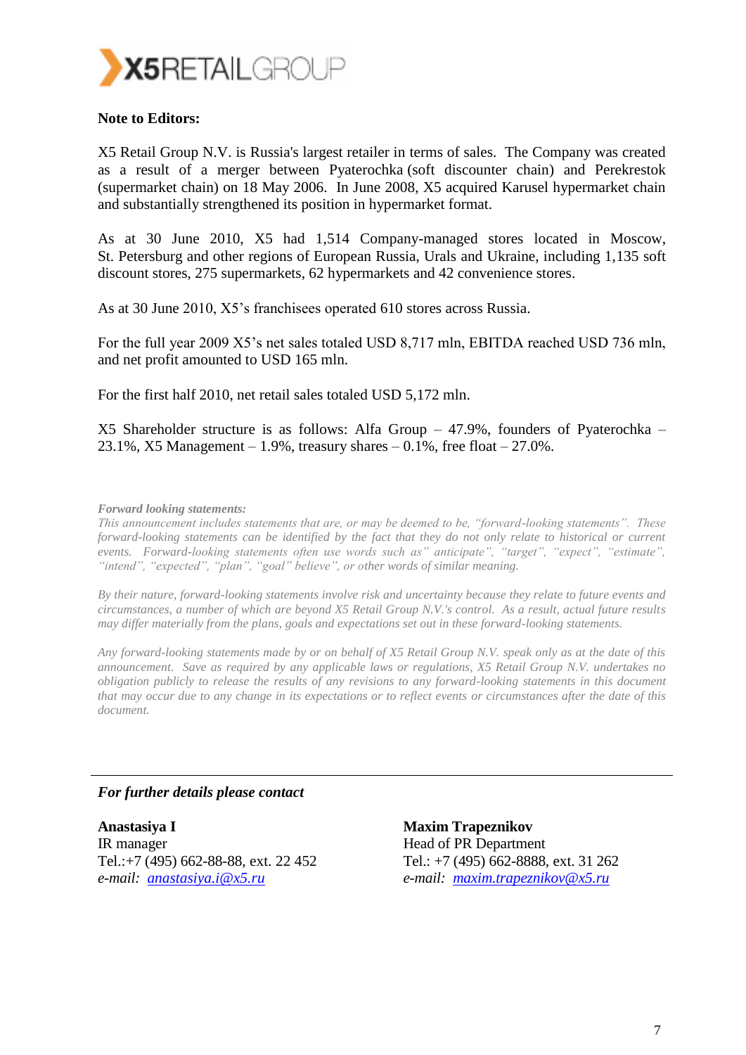**Note to Editors:**

X5 Retail Group N.V. is Russia's largest retailer in terms of sales. The Company was created as a result of a merger between Pyaterochka (soft discounter chain) and Perekrestok (supermarket chain) on 18 May 2006. In June 2008, X5 acquired Karusel hypermarket chain and substantially strengthened its position in hypermarket format.

As at 30 June 2010, X5 had 1,514 Company-managed stores located in Moscow, St. Petersburg and other regions of European Russia, Urals and Ukraine, including 1,135 soft discount stores, 275 supermarkets, 62 hypermarkets and 42 convenience stores.

As at 30 June 2010, X5's franchisees operated 610 stores across Russia.

For the full year 2009 X5's net sales totaled USD 8,717 mln, EBITDA reached USD 736 mln, and net profit amounted to USD 165 mln.

For the first half 2010, net retail sales totaled USD 5,172 mln.

X5 Shareholder structure is as follows: Alfa Group – 47.9%, founders of Pyaterochka – 23.1%, X5 Management – 1.9%, treasury shares – 0.1%, free float – 27.0%.

***Forward looking statements:***

*This announcement includes statements that are, or may be deemed to be, "forward-looking statements". These forward-looking statements can be identified by the fact that they do not only relate to historical or current events. Forward-looking statements often use words such as" anticipate", "target", "expect", "estimate", "intend", "expected", "plan", "goal" believe", or other words of similar meaning.*

*By their nature, forward-looking statements involve risk and uncertainty because they relate to future events and circumstances, a number of which are beyond X5 Retail Group N.V.'s control. As a result, actual future results may differ materially from the plans, goals and expectations set out in these forward-looking statements.*

*Any forward-looking statements made by or on behalf of X5 Retail Group N.V. speak only as at the date of this announcement. Save as required by any applicable laws or regulations, X5 Retail Group N.V. undertakes no obligation publicly to release the results of any revisions to any forward-looking statements in this document that may occur due to any change in its expectations or to reflect events or circumstances after the date of this document.*

---

***For further details please contact***

**Anastasiya I**
IR manager
Tel.:+7 (495) 662-88-88, ext. 22 452
*e-mail:* [anastasiya.i@x5.ru](mailto:anastasiya.i@x5.ru)

**Maxim Trapeznikov**
Head of PR Department
Tel.: +7 (495) 662-8888, ext. 31 262
*e-mail:* [maxim.trapeznikov@x5.ru](mailto:maxim.trapeznikov@x5.ru)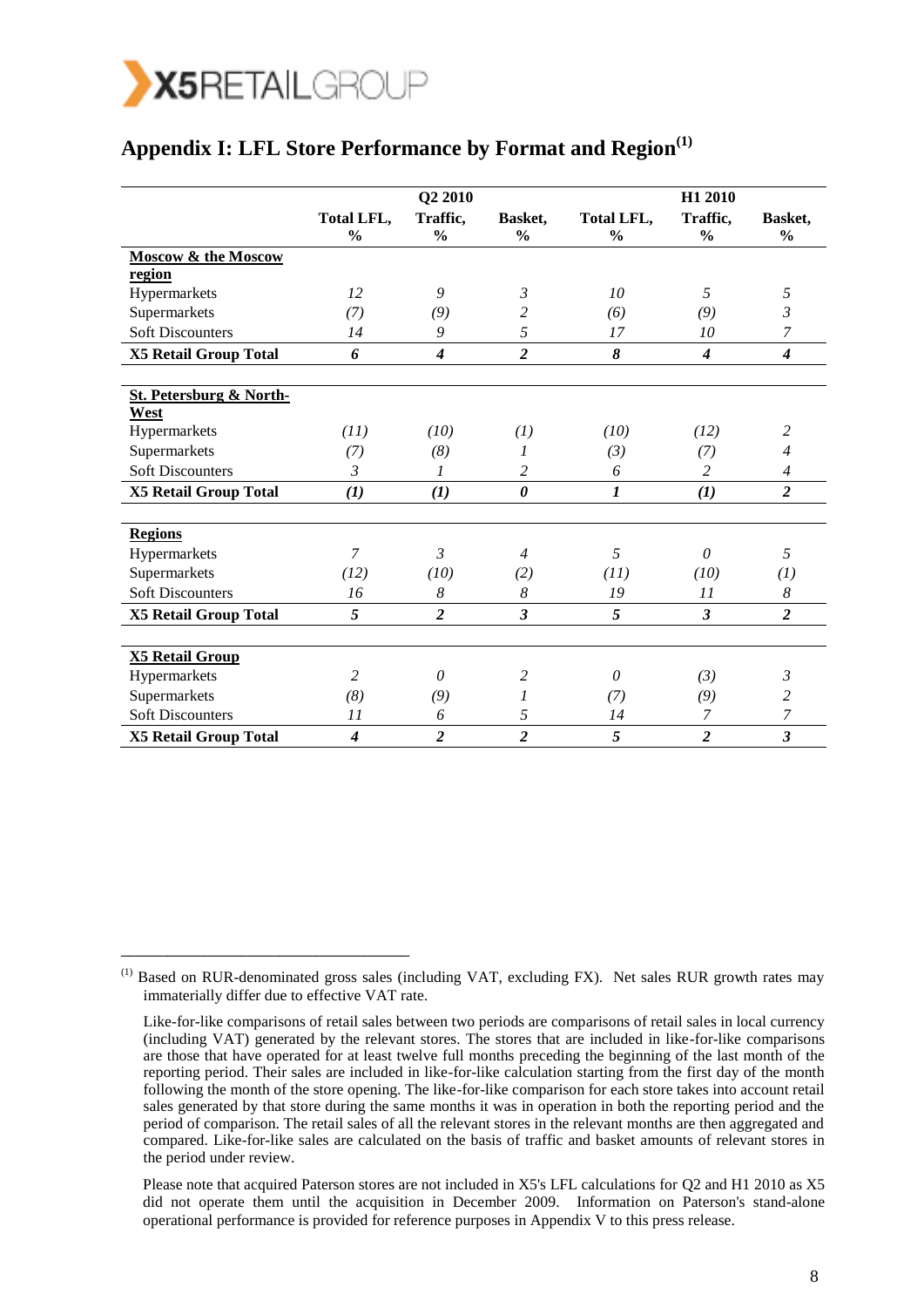## Appendix I: LFL Store Performance by Format and Region[1]

| | Q2 2010 | | | H1 2010 | | |
|---|---|---|---|---|---|---|
| | Total LFL, % | Traffic, % | Basket, % | Total LFL, % | Traffic, % | Basket, % |
| **Moscow & the Moscow region** | | | | | | |
| Hypermarkets | *12* | *9* | *3* | *10* | *5* | *5* |
| Supermarkets | *(7)* | *(9)* | *2* | *(6)* | *(9)* | *3* |
| Soft Discounters | *14* | *9* | *5* | *17* | *10* | *7* |
| **X5 Retail Group Total** | ***6*** | ***4*** | ***2*** | ***8*** | ***4*** | ***4*** |
| | | | | | | |
| **St. Petersburg & North-West** | | | | | | |
| Hypermarkets | *(11)* | *(10)* | *(1)* | *(10)* | *(12)* | *2* |
| Supermarkets | *(7)* | *(8)* | *1* | *(3)* | *(7)* | *4* |
| Soft Discounters | *3* | *1* | *2* | *6* | *2* | *4* |
| **X5 Retail Group Total** | ***(1)*** | ***(1)*** | ***0*** | ***1*** | ***(1)*** | ***2*** |
| | | | | | | |
| **Regions** | | | | | | |
| Hypermarkets | *7* | *3* | *4* | *5* | *0* | *5* |
| Supermarkets | *(12)* | *(10)* | *(2)* | *(11)* | *(10)* | *(1)* |
| Soft Discounters | *16* | *8* | *8* | *19* | *11* | *8* |
| **X5 Retail Group Total** | ***5*** | ***2*** | ***3*** | ***5*** | ***3*** | ***2*** |
| | | | | | | |
| **X5 Retail Group** | | | | | | |
| Hypermarkets | *2* | *0* | *2* | *0* | *(3)* | *3* |
| Supermarkets | *(8)* | *(9)* | *1* | *(7)* | *(9)* | *2* |
| Soft Discounters | *11* | *6* | *5* | *14* | *7* | *7* |
| **X5 Retail Group Total** | ***4*** | ***2*** | ***2*** | ***5*** | ***2*** | ***3*** |

---

[1] Based on RUR-denominated gross sales (including VAT, excluding FX). Net sales RUR growth rates may immaterially differ due to effective VAT rate.

Like-for-like comparisons of retail sales between two periods are comparisons of retail sales in local currency (including VAT) generated by the relevant stores. The stores that are included in like-for-like comparisons are those that have operated for at least twelve full months preceding the beginning of the last month of the reporting period. Their sales are included in like-for-like calculation starting from the first day of the month following the month of the store opening. The like-for-like comparison for each store takes into account retail sales generated by that store during the same months it was in operation in both the reporting period and the period of comparison. The retail sales of all the relevant stores in the relevant months are then aggregated and compared. Like-for-like sales are calculated on the basis of traffic and basket amounts of relevant stores in the period under review.

Please note that acquired Paterson stores are not included in X5's LFL calculations for Q2 and H1 2010 as X5 did not operate them until the acquisition in December 2009. Information on Paterson's stand-alone operational performance is provided for reference purposes in Appendix V to this press release.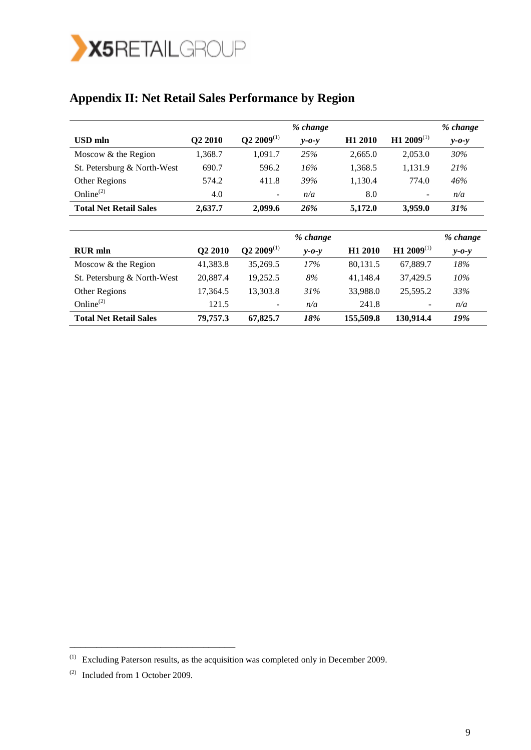## Appendix II: Net Retail Sales Performance by Region

| USD mln | Q2 2010 | Q2 2009[1] | *% change y-o-y* | H1 2010 | H1 2009[1] | *% change y-o-y* |
|---|---|---|---|---|---|---|
| Moscow & the Region | 1,368.7 | 1,091.7 | *25%* | 2,665.0 | 2,053.0 | *30%* |
| St. Petersburg & North-West | 690.7 | 596.2 | *16%* | 1,368.5 | 1,131.9 | *21%* |
| Other Regions | 574.2 | 411.8 | *39%* | 1,130.4 | 774.0 | *46%* |
| Online[2] | 4.0 | - | *n/a* | 8.0 | - | *n/a* |
| **Total Net Retail Sales** | **2,637.7** | **2,099.6** | ***26%*** | **5,172.0** | **3,959.0** | ***31%*** |

| RUR mln | Q2 2010 | Q2 2009[1] | *% change y-o-y* | H1 2010 | H1 2009[1] | *% change y-o-y* |
|---|---|---|---|---|---|---|
| Moscow & the Region | 41,383.8 | 35,269.5 | *17%* | 80,131.5 | 67,889.7 | *18%* |
| St. Petersburg & North-West | 20,887.4 | 19,252.5 | *8%* | 41,148.4 | 37,429.5 | *10%* |
| Other Regions | 17,364.5 | 13,303.8 | *31%* | 33,988.0 | 25,595.2 | *33%* |
| Online[2] | 121.5 | - | *n/a* | 241.8 | - | *n/a* |
| **Total Net Retail Sales** | **79,757.3** | **67,825.7** | ***18%*** | **155,509.8** | **130,914.4** | ***19%*** |

---

[1] Excluding Paterson results, as the acquisition was completed only in December 2009.

[2] Included from 1 October 2009.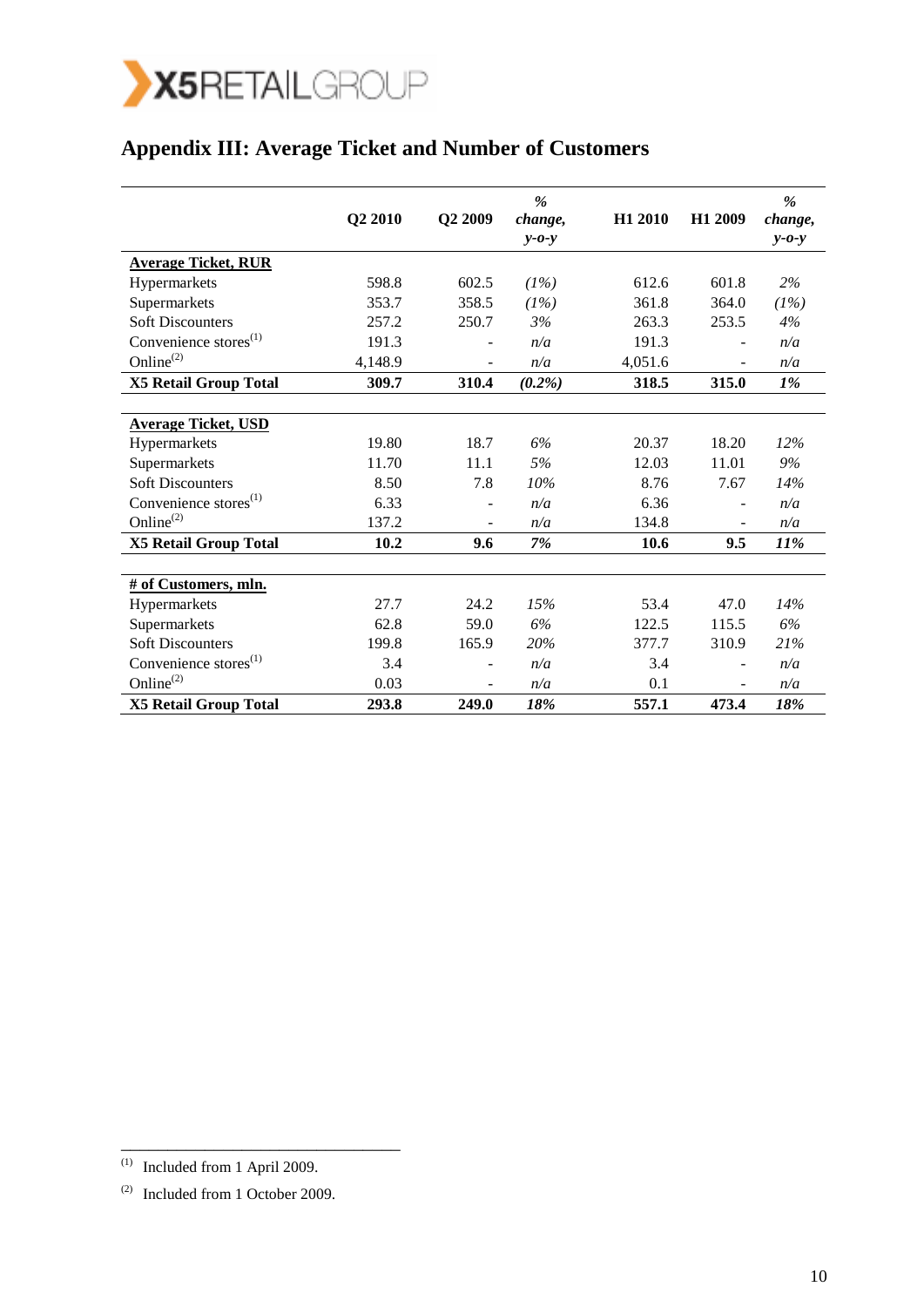# Appendix III: Average Ticket and Number of Customers

| | Q2 2010 | Q2 2009 | *% change, y-o-y* | H1 2010 | H1 2009 | *% change, y-o-y* |
|---|---|---|---|---|---|---|
| **Average Ticket, RUR** | | | | | | |
| Hypermarkets | 598.8 | 602.5 | *(1%)* | 612.6 | 601.8 | *2%* |
| Supermarkets | 353.7 | 358.5 | *(1%)* | 361.8 | 364.0 | *(1%)* |
| Soft Discounters | 257.2 | 250.7 | *3%* | 263.3 | 253.5 | *4%* |
| Convenience stores[1] | 191.3 | - | *n/a* | 191.3 | - | *n/a* |
| Online[2] | 4,148.9 | - | *n/a* | 4,051.6 | - | *n/a* |
| **X5 Retail Group Total** | **309.7** | **310.4** | ***(0.2%)*** | **318.5** | **315.0** | ***1%*** |
| | | | | | | |
| **Average Ticket, USD** | | | | | | |
| Hypermarkets | 19.80 | 18.7 | *6%* | 20.37 | 18.20 | *12%* |
| Supermarkets | 11.70 | 11.1 | *5%* | 12.03 | 11.01 | *9%* |
| Soft Discounters | 8.50 | 7.8 | *10%* | 8.76 | 7.67 | *14%* |
| Convenience stores[1] | 6.33 | - | *n/a* | 6.36 | - | *n/a* |
| Online[2] | 137.2 | - | *n/a* | 134.8 | - | *n/a* |
| **X5 Retail Group Total** | **10.2** | **9.6** | ***7%*** | **10.6** | **9.5** | ***11%*** |
| | | | | | | |
| **# of Customers, mln.** | | | | | | |
| Hypermarkets | 27.7 | 24.2 | *15%* | 53.4 | 47.0 | *14%* |
| Supermarkets | 62.8 | 59.0 | *6%* | 122.5 | 115.5 | *6%* |
| Soft Discounters | 199.8 | 165.9 | *20%* | 377.7 | 310.9 | *21%* |
| Convenience stores[1] | 3.4 | - | *n/a* | 3.4 | - | *n/a* |
| Online[2] | 0.03 | - | *n/a* | 0.1 | - | *n/a* |
| **X5 Retail Group Total** | **293.8** | **249.0** | ***18%*** | **557.1** | **473.4** | ***18%*** |

[1] Included from 1 April 2009.

[2] Included from 1 October 2009.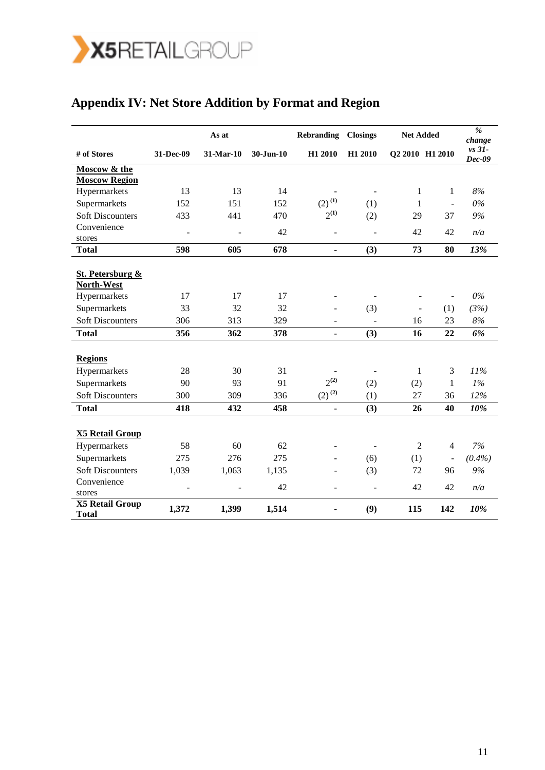## Appendix IV: Net Store Addition by Format and Region

| # of Stores | As at | | | Rebranding | Closings | Net Added | | % change vs 31-Dec-09 |
|---|---|---|---|---|---|---|---|---|
| | 31-Dec-09 | 31-Mar-10 | 30-Jun-10 | H1 2010 | H1 2010 | Q2 2010 | H1 2010 | |
| **Moscow & the Moscow Region** | | | | | | | | |
| Hypermarkets | 13 | 13 | 14 | - | - | 1 | 1 | *8%* |
| Supermarkets | 152 | 151 | 152 | (2) [(1)] | (1) | 1 | - | *0%* |
| Soft Discounters | 433 | 441 | 470 | 2[(1)] | (2) | 29 | 37 | *9%* |
| Convenience stores | - | - | 42 | - | - | 42 | 42 | *n/a* |
| **Total** | **598** | **605** | **678** | **-** | **(3)** | **73** | **80** | ***13%*** |
| **St. Petersburg & North-West** | | | | | | | | |
| Hypermarkets | 17 | 17 | 17 | - | - | - | - | *0%* |
| Supermarkets | 33 | 32 | 32 | - | (3) | - | (1) | *(3%)* |
| Soft Discounters | 306 | 313 | 329 | - | - | 16 | 23 | *8%* |
| **Total** | **356** | **362** | **378** | **-** | **(3)** | **16** | **22** | ***6%*** |
| **Regions** | | | | | | | | |
| Hypermarkets | 28 | 30 | 31 | - | - | 1 | 3 | *11%* |
| Supermarkets | 90 | 93 | 91 | 2[(2)] | (2) | (2) | 1 | *1%* |
| Soft Discounters | 300 | 309 | 336 | (2) [(2)] | (1) | 27 | 36 | *12%* |
| **Total** | **418** | **432** | **458** | **-** | **(3)** | **26** | **40** | ***10%*** |
| **X5 Retail Group** | | | | | | | | |
| Hypermarkets | 58 | 60 | 62 | - | - | 2 | 4 | *7%* |
| Supermarkets | 275 | 276 | 275 | - | (6) | (1) | - | *(0.4%)* |
| Soft Discounters | 1,039 | 1,063 | 1,135 | - | (3) | 72 | 96 | *9%* |
| Convenience stores | - | - | 42 | - | - | 42 | 42 | *n/a* |
| **X5 Retail Group Total** | **1,372** | **1,399** | **1,514** | **-** | **(9)** | **115** | **142** | ***10%*** |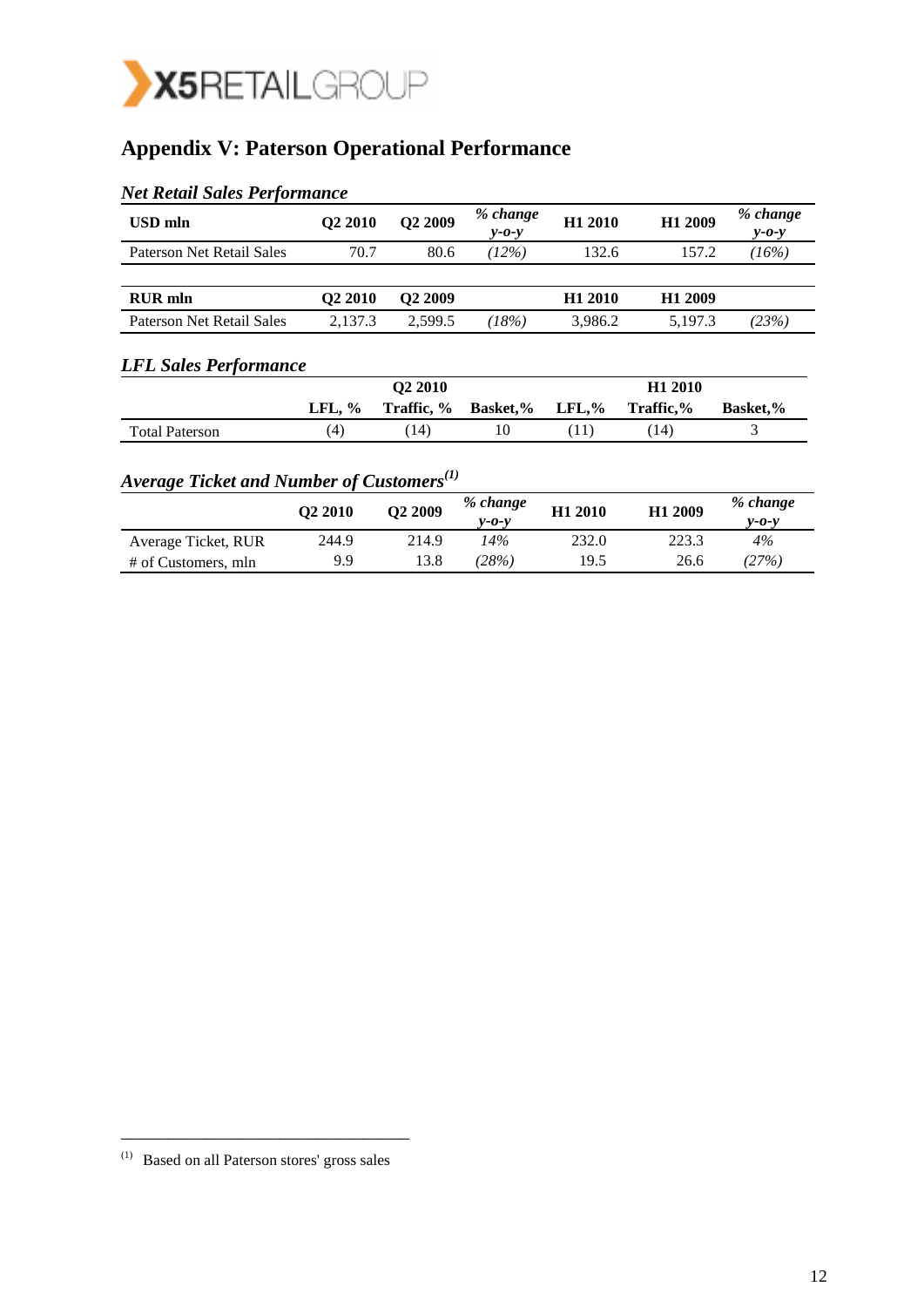## Appendix V: Paterson Operational Performance

### *Net Retail Sales Performance*

| USD mln | Q2 2010 | Q2 2009 | *% change y-o-y* | H1 2010 | H1 2009 | *% change y-o-y* |
|---|---|---|---|---|---|---|
| Paterson Net Retail Sales | 70.7 | 80.6 | *(12%)* | 132.6 | 157.2 | *(16%)* |
| **RUR mln** | **Q2 2010** | **Q2 2009** | | **H1 2010** | **H1 2009** | |
| Paterson Net Retail Sales | 2,137.3 | 2,599.5 | *(18%)* | 3,986.2 | 5,197.3 | *(23%)* |

### *LFL Sales Performance*

| | Q2 2010 | | | H1 2010 | | |
|---|---|---|---|---|---|---|
| | LFL, % | Traffic, % | Basket,% | LFL,% | Traffic,% | Basket,% |
| Total Paterson | (4) | (14) | 10 | (11) | (14) | 3 |

### *Average Ticket and Number of Customers*[(1)]

| | Q2 2010 | Q2 2009 | *% change y-o-y* | H1 2010 | H1 2009 | *% change y-o-y* |
|---|---|---|---|---|---|---|
| Average Ticket, RUR | 244.9 | 214.9 | *14%* | 232.0 | 223.3 | *4%* |
| # of Customers, mln | 9.9 | 13.8 | *(28%)* | 19.5 | 26.6 | *(27%)* |

---

(1) Based on all Paterson stores' gross sales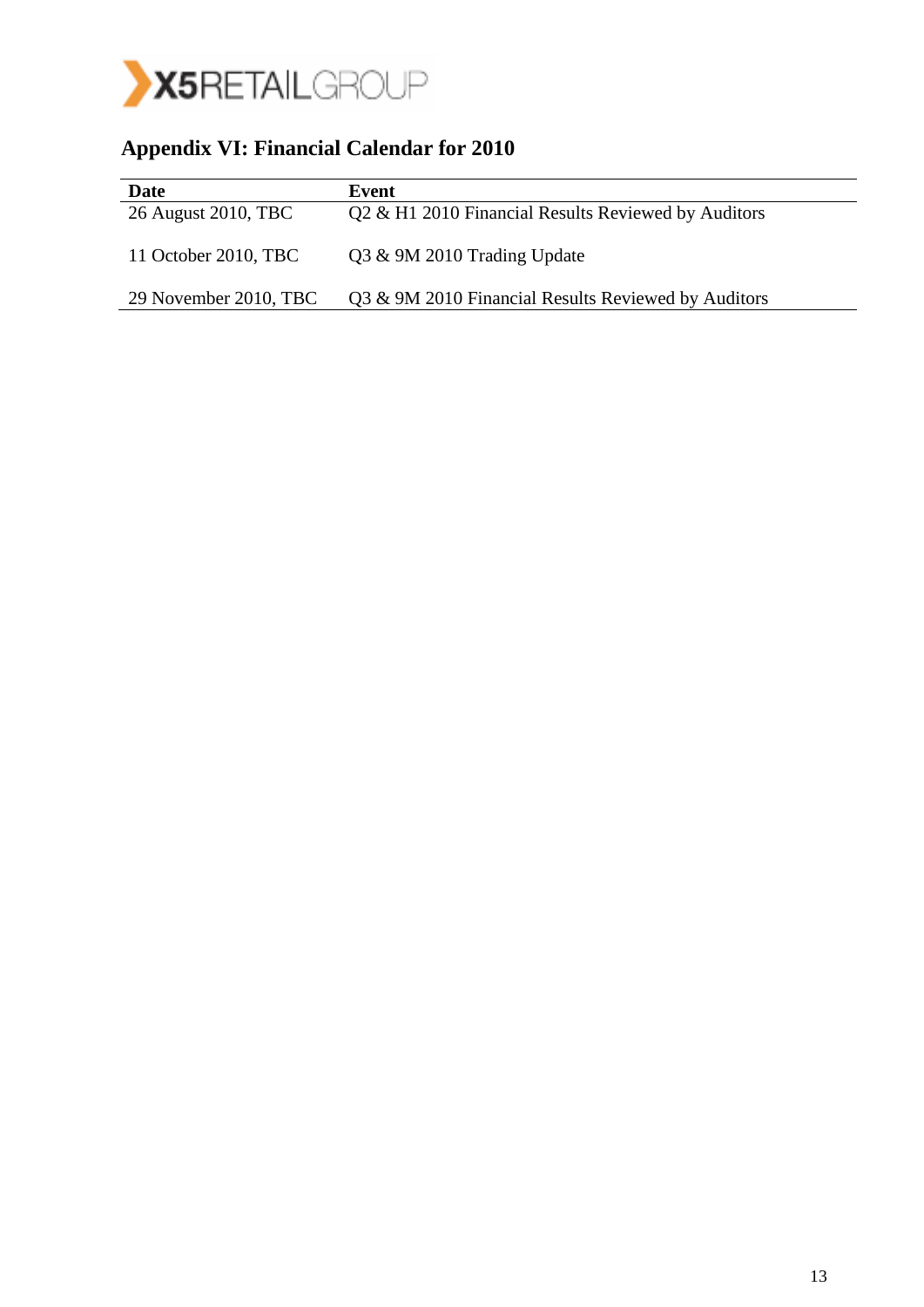## Appendix VI: Financial Calendar for 2010

| Date | Event |
|---|---|
| 26 August 2010, TBC | Q2 & H1 2010 Financial Results Reviewed by Auditors |
| 11 October 2010, TBC | Q3 & 9M 2010 Trading Update |
| 29 November 2010, TBC | Q3 & 9M 2010 Financial Results Reviewed by Auditors |